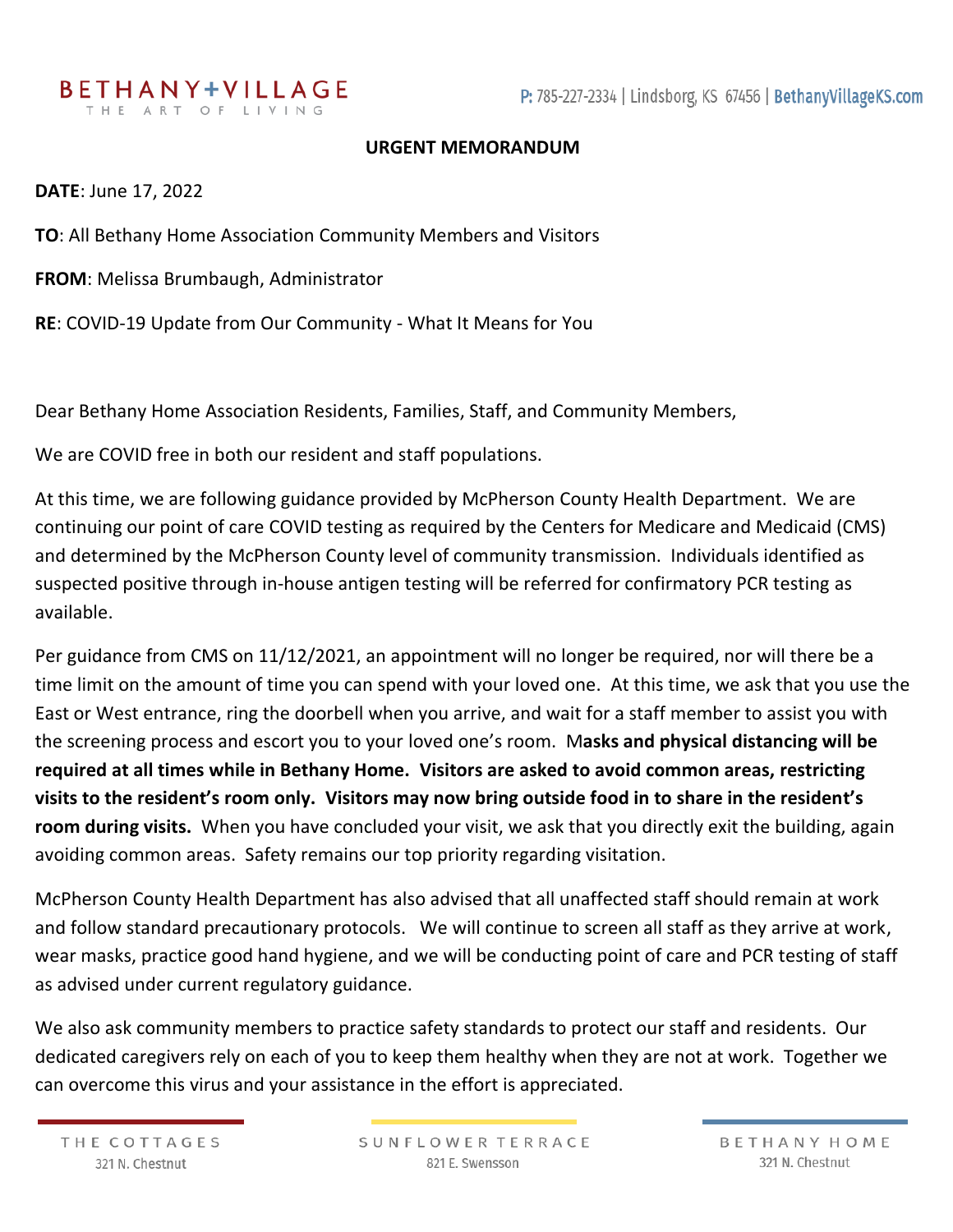BETHANY+VILLAGE
THE ART OF LIVING

P: 785-227-2334 | Lindsborg, KS 67456 | BethanyVillageKS.com

**URGENT MEMORANDUM**

**DATE**: June 17, 2022

**TO**: All Bethany Home Association Community Members and Visitors

**FROM**: Melissa Brumbaugh, Administrator

**RE**: COVID-19 Update from Our Community - What It Means for You

Dear Bethany Home Association Residents, Families, Staff, and Community Members,

We are COVID free in both our resident and staff populations.

At this time, we are following guidance provided by McPherson County Health Department. We are continuing our point of care COVID testing as required by the Centers for Medicare and Medicaid (CMS) and determined by the McPherson County level of community transmission. Individuals identified as suspected positive through in-house antigen testing will be referred for confirmatory PCR testing as available.

Per guidance from CMS on 11/12/2021, an appointment will no longer be required, nor will there be a time limit on the amount of time you can spend with your loved one. At this time, we ask that you use the East or West entrance, ring the doorbell when you arrive, and wait for a staff member to assist you with the screening process and escort you to your loved one's room. M**asks and physical distancing will be required at all times while in Bethany Home. Visitors are asked to avoid common areas, restricting visits to the resident's room only. Visitors may now bring outside food in to share in the resident's room during visits.** When you have concluded your visit, we ask that you directly exit the building, again avoiding common areas. Safety remains our top priority regarding visitation.

McPherson County Health Department has also advised that all unaffected staff should remain at work and follow standard precautionary protocols. We will continue to screen all staff as they arrive at work, wear masks, practice good hand hygiene, and we will be conducting point of care and PCR testing of staff as advised under current regulatory guidance.

We also ask community members to practice safety standards to protect our staff and residents. Our dedicated caregivers rely on each of you to keep them healthy when they are not at work. Together we can overcome this virus and your assistance in the effort is appreciated.

THE COTTAGES
321 N. Chestnut

SUNFLOWER TERRACE
821 E. Swensson

BETHANY HOME
321 N. Chestnut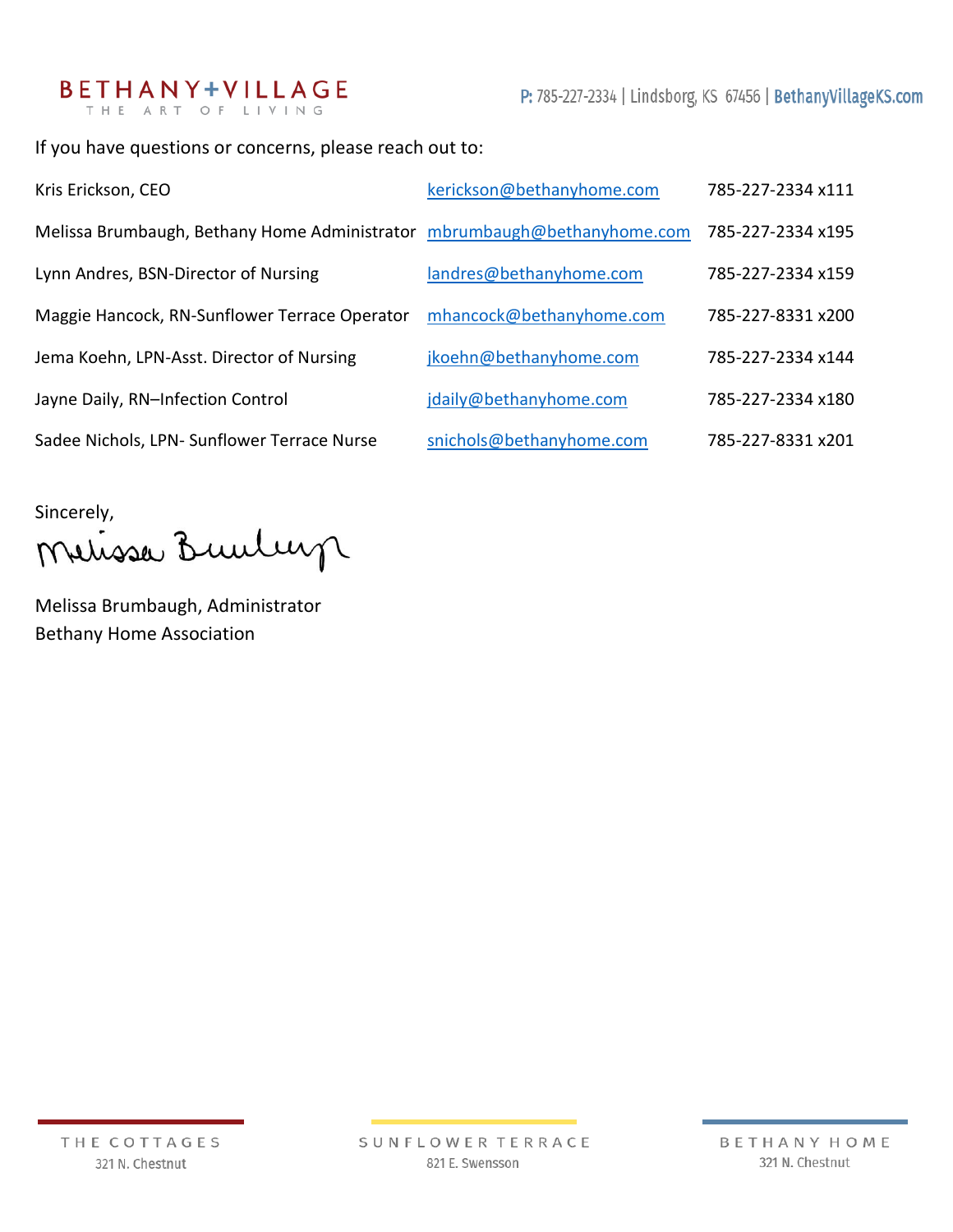If you have questions or concerns, please reach out to:

| | | |
|---|---|---|
| Kris Erickson, CEO | kerickson@bethanyhome.com | 785-227-2334 x111 |
| Melissa Brumbaugh, Bethany Home Administrator | mbrumbaugh@bethanyhome.com | 785-227-2334 x195 |
| Lynn Andres, BSN-Director of Nursing | landres@bethanyhome.com | 785-227-2334 x159 |
| Maggie Hancock, RN-Sunflower Terrace Operator | mhancock@bethanyhome.com | 785-227-8331 x200 |
| Jema Koehn, LPN-Asst. Director of Nursing | jkoehn@bethanyhome.com | 785-227-2334 x144 |
| Jayne Daily, RN–Infection Control | jdaily@bethanyhome.com | 785-227-2334 x180 |
| Sadee Nichols, LPN- Sunflower Terrace Nurse | snichols@bethanyhome.com | 785-227-8331 x201 |

Sincerely,

Melissa Brumbaugh, Administrator
Bethany Home Association